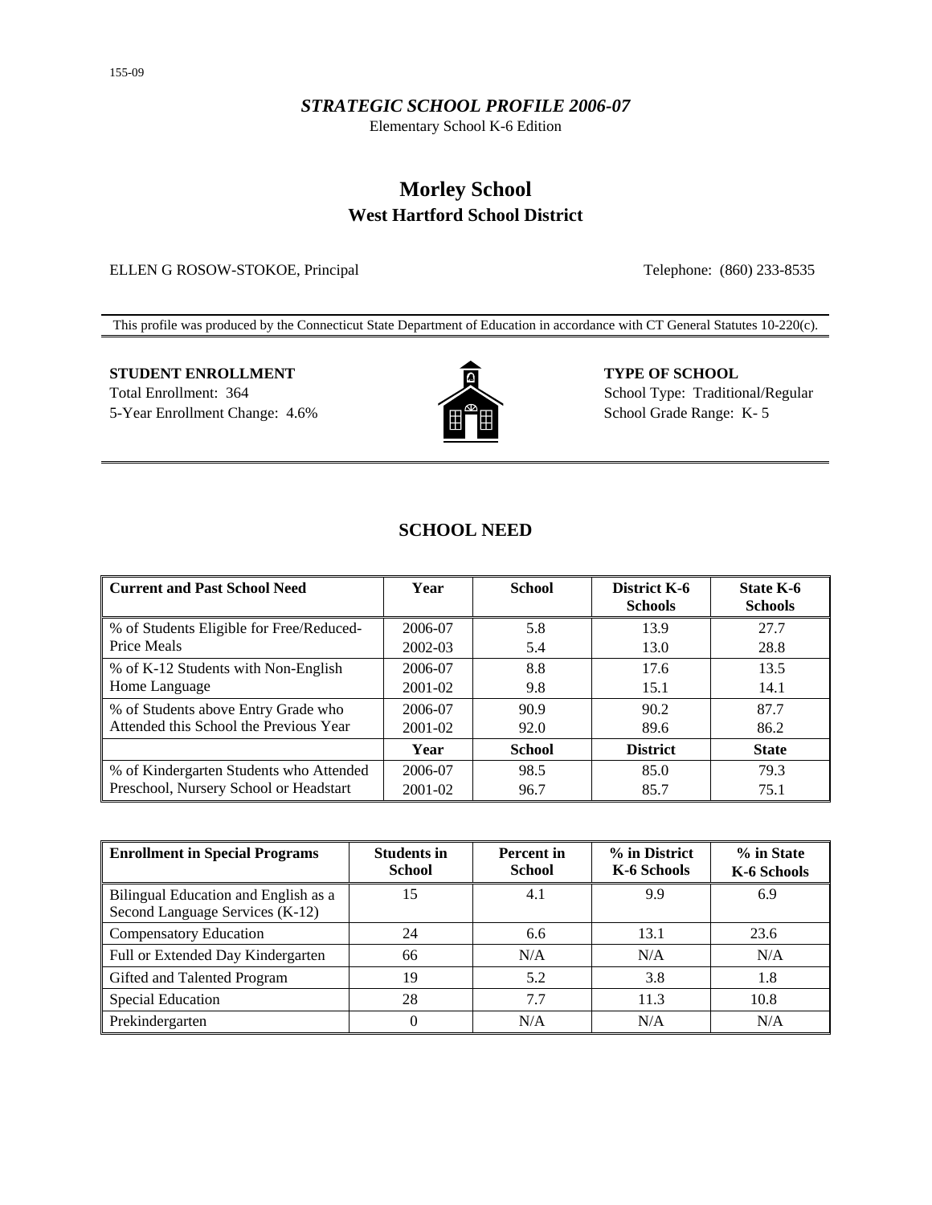155-09

*STRATEGIC SCHOOL PROFILE 2006-07*

Elementary School K-6 Edition

# Morley School

## West Hartford School District

ELLEN G ROSOW-STOKOE, Principal

Telephone: (860) 233-8535

This profile was produced by the Connecticut State Department of Education in accordance with CT General Statutes 10-220(c).

**STUDENT ENROLLMENT**

Total Enrollment: 364

5-Year Enrollment Change: 4.6%

**TYPE OF SCHOOL**

School Type: Traditional/Regular

School Grade Range: K- 5

## SCHOOL NEED

| Current and Past School Need | Year | School | District K-6 Schools | State K-6 Schools |
|---|---|---|---|---|
| % of Students Eligible for Free/Reduced-Price Meals | 2006-07 | 5.8 | 13.9 | 27.7 |
| | 2002-03 | 5.4 | 13.0 | 28.8 |
| % of K-12 Students with Non-English Home Language | 2006-07 | 8.8 | 17.6 | 13.5 |
| | 2001-02 | 9.8 | 15.1 | 14.1 |
| % of Students above Entry Grade who Attended this School the Previous Year | 2006-07 | 90.9 | 90.2 | 87.7 |
| | 2001-02 | 92.0 | 89.6 | 86.2 |
| | **Year** | **School** | **District** | **State** |
| % of Kindergarten Students who Attended Preschool, Nursery School or Headstart | 2006-07 | 98.5 | 85.0 | 79.3 |
| | 2001-02 | 96.7 | 85.7 | 75.1 |

| Enrollment in Special Programs | Students in School | Percent in School | % in District K-6 Schools | % in State K-6 Schools |
|---|---|---|---|---|
| Bilingual Education and English as a Second Language Services (K-12) | 15 | 4.1 | 9.9 | 6.9 |
| Compensatory Education | 24 | 6.6 | 13.1 | 23.6 |
| Full or Extended Day Kindergarten | 66 | N/A | N/A | N/A |
| Gifted and Talented Program | 19 | 5.2 | 3.8 | 1.8 |
| Special Education | 28 | 7.7 | 11.3 | 10.8 |
| Prekindergarten | 0 | N/A | N/A | N/A |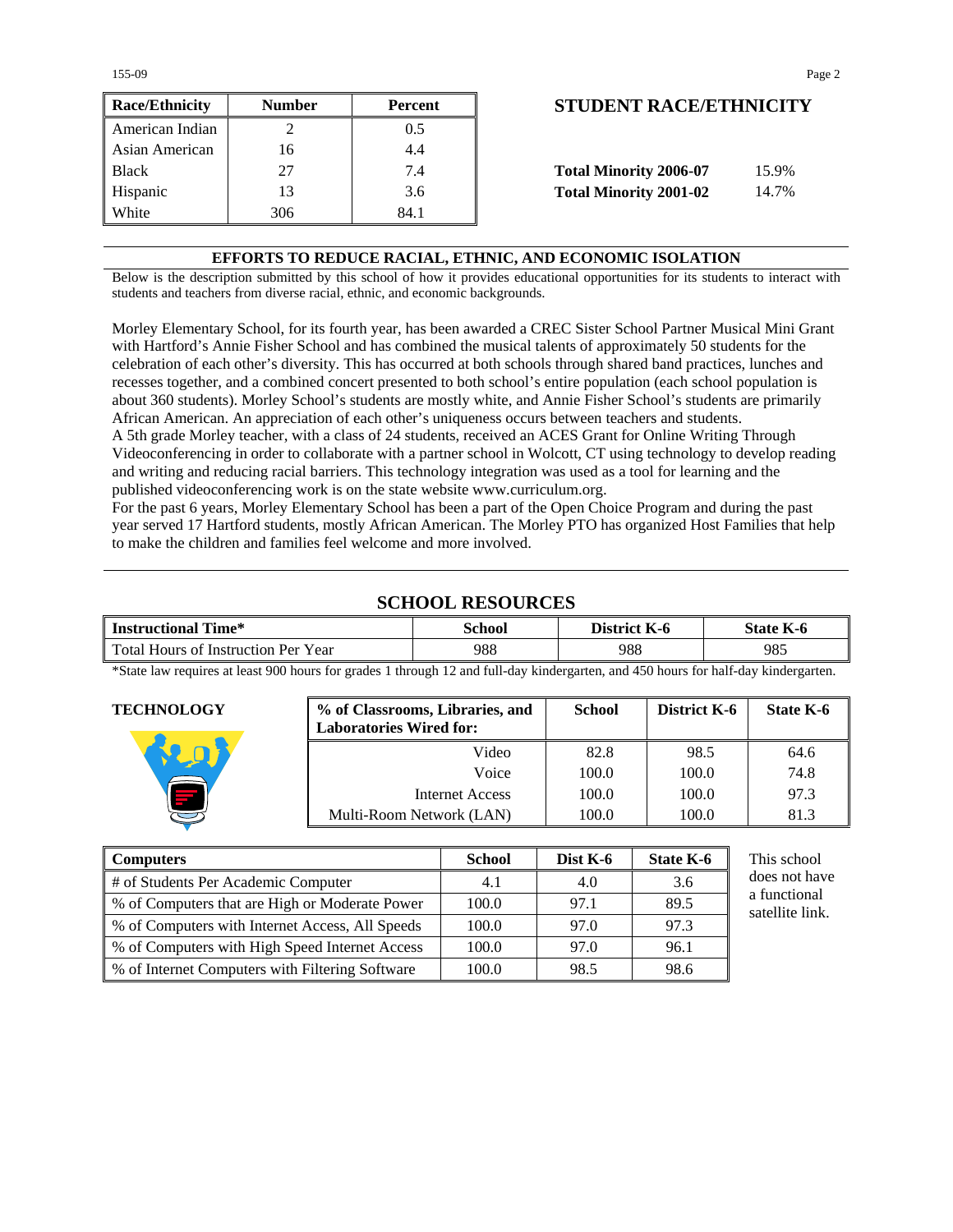| Race/Ethnicity | Number | Percent |
|---|---|---|
| American Indian | 2 | 0.5 |
| Asian American | 16 | 4.4 |
| Black | 27 | 7.4 |
| Hispanic | 13 | 3.6 |
| White | 306 | 84.1 |

## STUDENT RACE/ETHNICITY

**Total Minority 2006-07** 15.9%

**Total Minority 2001-02** 14.7%

## EFFORTS TO REDUCE RACIAL, ETHNIC, AND ECONOMIC ISOLATION

Below is the description submitted by this school of how it provides educational opportunities for its students to interact with students and teachers from diverse racial, ethnic, and economic backgrounds.

Morley Elementary School, for its fourth year, has been awarded a CREC Sister School Partner Musical Mini Grant with Hartford's Annie Fisher School and has combined the musical talents of approximately 50 students for the celebration of each other's diversity. This has occurred at both schools through shared band practices, lunches and recesses together, and a combined concert presented to both school's entire population (each school population is about 360 students). Morley School's students are mostly white, and Annie Fisher School's students are primarily African American. An appreciation of each other's uniqueness occurs between teachers and students.
A 5th grade Morley teacher, with a class of 24 students, received an ACES Grant for Online Writing Through Videoconferencing in order to collaborate with a partner school in Wolcott, CT using technology to develop reading and writing and reducing racial barriers. This technology integration was used as a tool for learning and the published videoconferencing work is on the state website www.curriculum.org.
For the past 6 years, Morley Elementary School has been a part of the Open Choice Program and during the past year served 17 Hartford students, mostly African American. The Morley PTO has organized Host Families that help to make the children and families feel welcome and more involved.

## SCHOOL RESOURCES

| Instructional Time* | School | District K-6 | State K-6 |
|---|---|---|---|
| Total Hours of Instruction Per Year | 988 | 988 | 985 |

*State law requires at least 900 hours for grades 1 through 12 and full-day kindergarten, and 450 hours for half-day kindergarten.

### TECHNOLOGY

| % of Classrooms, Libraries, and Laboratories Wired for: | School | District K-6 | State K-6 |
|---|---|---|---|
| Video | 82.8 | 98.5 | 64.6 |
| Voice | 100.0 | 100.0 | 74.8 |
| Internet Access | 100.0 | 100.0 | 97.3 |
| Multi-Room Network (LAN) | 100.0 | 100.0 | 81.3 |

| Computers | School | Dist K-6 | State K-6 |
|---|---|---|---|
| # of Students Per Academic Computer | 4.1 | 4.0 | 3.6 |
| % of Computers that are High or Moderate Power | 100.0 | 97.1 | 89.5 |
| % of Computers with Internet Access, All Speeds | 100.0 | 97.0 | 97.3 |
| % of Computers with High Speed Internet Access | 100.0 | 97.0 | 96.1 |
| % of Internet Computers with Filtering Software | 100.0 | 98.5 | 98.6 |

This school does not have a functional satellite link.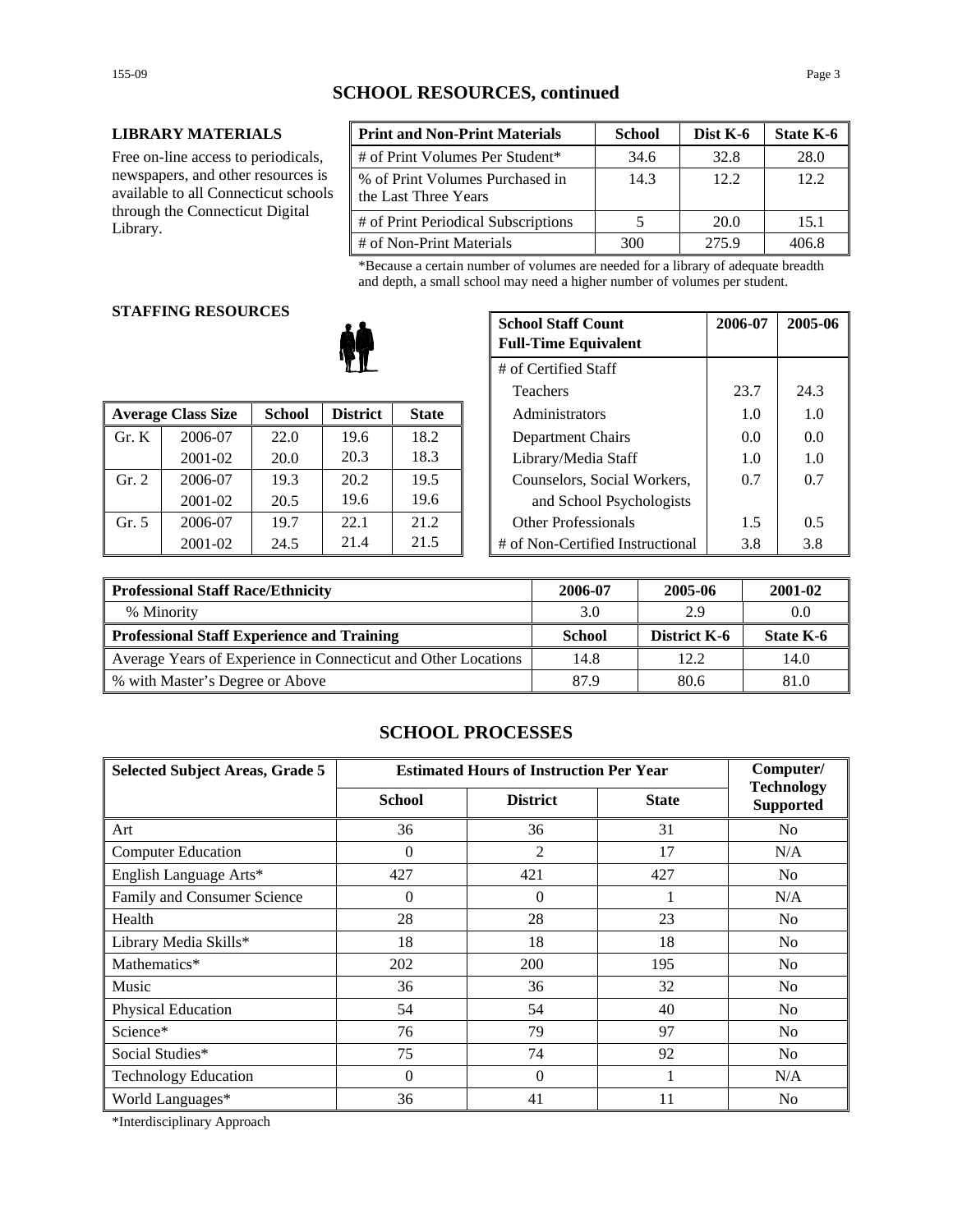## SCHOOL RESOURCES, continued

### LIBRARY MATERIALS

Free on-line access to periodicals, newspapers, and other resources is available to all Connecticut schools through the Connecticut Digital Library.

| Print and Non-Print Materials | School | Dist K-6 | State K-6 |
|---|---|---|---|
| # of Print Volumes Per Student* | 34.6 | 32.8 | 28.0 |
| % of Print Volumes Purchased in the Last Three Years | 14.3 | 12.2 | 12.2 |
| # of Print Periodical Subscriptions | 5 | 20.0 | 15.1 |
| # of Non-Print Materials | 300 | 275.9 | 406.8 |

*Because a certain number of volumes are needed for a library of adequate breadth and depth, a small school may need a higher number of volumes per student.

### STAFFING RESOURCES

| Average Class Size | | School | District | State |
|---|---|---|---|---|
| Gr. K | 2006-07 | 22.0 | 19.6 | 18.2 |
| | 2001-02 | 20.0 | 20.3 | 18.3 |
| Gr. 2 | 2006-07 | 19.3 | 20.2 | 19.5 |
| | 2001-02 | 20.5 | 19.6 | 19.6 |
| Gr. 5 | 2006-07 | 19.7 | 22.1 | 21.2 |
| | 2001-02 | 24.5 | 21.4 | 21.5 |

| School Staff Count Full-Time Equivalent | 2006-07 | 2005-06 |
|---|---|---|
| # of Certified Staff | | |
| Teachers | 23.7 | 24.3 |
| Administrators | 1.0 | 1.0 |
| Department Chairs | 0.0 | 0.0 |
| Library/Media Staff | 1.0 | 1.0 |
| Counselors, Social Workers, and School Psychologists | 0.7 | 0.7 |
| Other Professionals | 1.5 | 0.5 |
| # of Non-Certified Instructional | 3.8 | 3.8 |

| Professional Staff Race/Ethnicity | 2006-07 | 2005-06 | 2001-02 |
|---|---|---|---|
| % Minority | 3.0 | 2.9 | 0.0 |
| **Professional Staff Experience and Training** | **School** | **District K-6** | **State K-6** |
| Average Years of Experience in Connecticut and Other Locations | 14.8 | 12.2 | 14.0 |
| % with Master's Degree or Above | 87.9 | 80.6 | 81.0 |

## SCHOOL PROCESSES

| Selected Subject Areas, Grade 5 | Estimated Hours of Instruction Per Year | | | Computer/ Technology Supported |
|---|---|---|---|---|
| | School | District | State | |
| Art | 36 | 36 | 31 | No |
| Computer Education | 0 | 2 | 17 | N/A |
| English Language Arts* | 427 | 421 | 427 | No |
| Family and Consumer Science | 0 | 0 | 1 | N/A |
| Health | 28 | 28 | 23 | No |
| Library Media Skills* | 18 | 18 | 18 | No |
| Mathematics* | 202 | 200 | 195 | No |
| Music | 36 | 36 | 32 | No |
| Physical Education | 54 | 54 | 40 | No |
| Science* | 76 | 79 | 97 | No |
| Social Studies* | 75 | 74 | 92 | No |
| Technology Education | 0 | 0 | 1 | N/A |
| World Languages* | 36 | 41 | 11 | No |

*Interdisciplinary Approach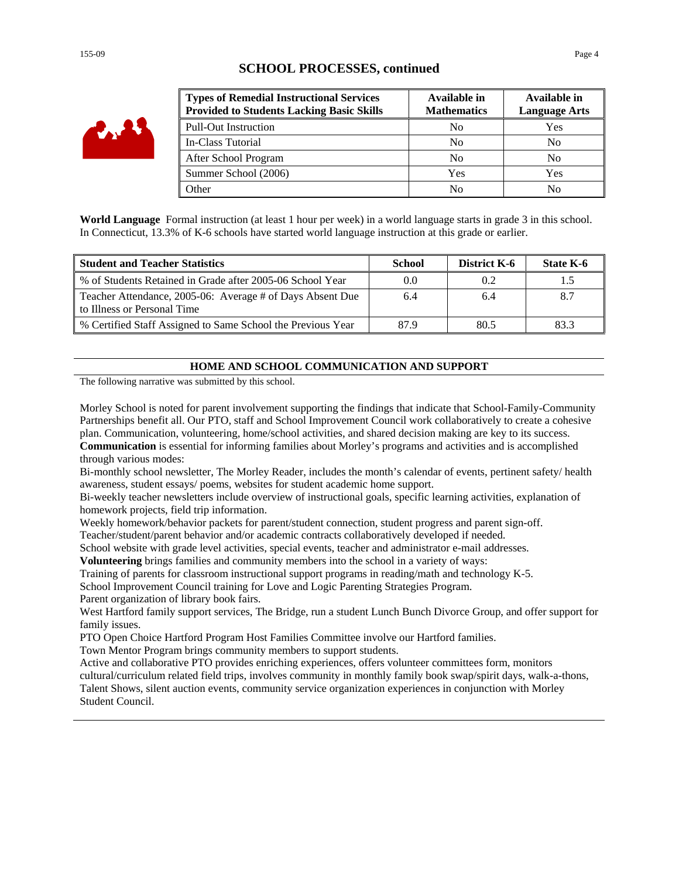## SCHOOL PROCESSES, continued

| Types of Remedial Instructional Services Provided to Students Lacking Basic Skills | Available in Mathematics | Available in Language Arts |
|---|---|---|
| Pull-Out Instruction | No | Yes |
| In-Class Tutorial | No | No |
| After School Program | No | No |
| Summer School (2006) | Yes | Yes |
| Other | No | No |

**World Language** Formal instruction (at least 1 hour per week) in a world language starts in grade 3 in this school. In Connecticut, 13.3% of K-6 schools have started world language instruction at this grade or earlier.

| Student and Teacher Statistics | School | District K-6 | State K-6 |
|---|---|---|---|
| % of Students Retained in Grade after 2005-06 School Year | 0.0 | 0.2 | 1.5 |
| Teacher Attendance, 2005-06: Average # of Days Absent Due to Illness or Personal Time | 6.4 | 6.4 | 8.7 |
| % Certified Staff Assigned to Same School the Previous Year | 87.9 | 80.5 | 83.3 |

## HOME AND SCHOOL COMMUNICATION AND SUPPORT

The following narrative was submitted by this school.

Morley School is noted for parent involvement supporting the findings that indicate that School-Family-Community Partnerships benefit all. Our PTO, staff and School Improvement Council work collaboratively to create a cohesive plan. Communication, volunteering, home/school activities, and shared decision making are key to its success.
**Communication** is essential for informing families about Morley's programs and activities and is accomplished through various modes:
Bi-monthly school newsletter, The Morley Reader, includes the month's calendar of events, pertinent safety/ health awareness, student essays/ poems, websites for student academic home support.
Bi-weekly teacher newsletters include overview of instructional goals, specific learning activities, explanation of homework projects, field trip information.
Weekly homework/behavior packets for parent/student connection, student progress and parent sign-off.
Teacher/student/parent behavior and/or academic contracts collaboratively developed if needed.
School website with grade level activities, special events, teacher and administrator e-mail addresses.
**Volunteering** brings families and community members into the school in a variety of ways:
Training of parents for classroom instructional support programs in reading/math and technology K-5.
School Improvement Council training for Love and Logic Parenting Strategies Program.
Parent organization of library book fairs.
West Hartford family support services, The Bridge, run a student Lunch Bunch Divorce Group, and offer support for family issues.
PTO Open Choice Hartford Program Host Families Committee involve our Hartford families.
Town Mentor Program brings community members to support students.
Active and collaborative PTO provides enriching experiences, offers volunteer committees form, monitors cultural/curriculum related field trips, involves community in monthly family book swap/spirit days, walk-a-thons, Talent Shows, silent auction events, community service organization experiences in conjunction with Morley Student Council.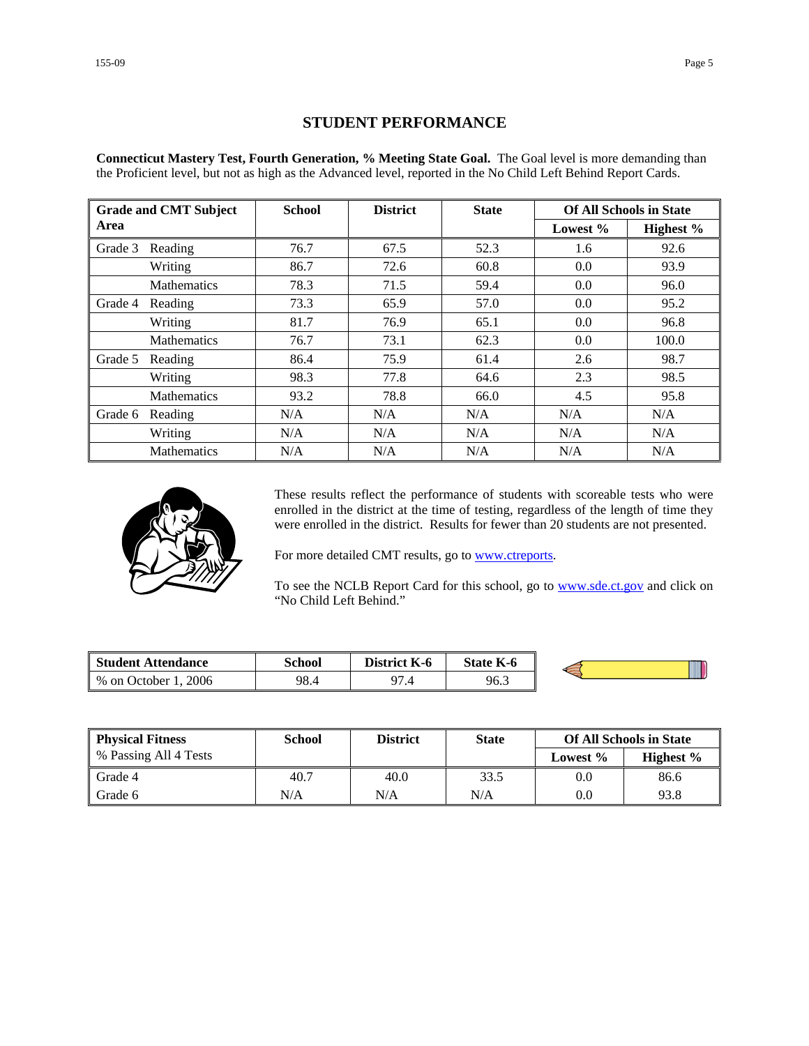## STUDENT PERFORMANCE

**Connecticut Mastery Test, Fourth Generation, % Meeting State Goal.** The Goal level is more demanding than the Proficient level, but not as high as the Advanced level, reported in the No Child Left Behind Report Cards.

| Grade and CMT Subject Area | | School | District | State | Of All Schools in State | |
|---|---|---|---|---|---|---|
| | | | | | Lowest % | Highest % |
| Grade 3 | Reading | 76.7 | 67.5 | 52.3 | 1.6 | 92.6 |
| | Writing | 86.7 | 72.6 | 60.8 | 0.0 | 93.9 |
| | Mathematics | 78.3 | 71.5 | 59.4 | 0.0 | 96.0 |
| Grade 4 | Reading | 73.3 | 65.9 | 57.0 | 0.0 | 95.2 |
| | Writing | 81.7 | 76.9 | 65.1 | 0.0 | 96.8 |
| | Mathematics | 76.7 | 73.1 | 62.3 | 0.0 | 100.0 |
| Grade 5 | Reading | 86.4 | 75.9 | 61.4 | 2.6 | 98.7 |
| | Writing | 98.3 | 77.8 | 64.6 | 2.3 | 98.5 |
| | Mathematics | 93.2 | 78.8 | 66.0 | 4.5 | 95.8 |
| Grade 6 | Reading | N/A | N/A | N/A | N/A | N/A |
| | Writing | N/A | N/A | N/A | N/A | N/A |
| | Mathematics | N/A | N/A | N/A | N/A | N/A |

These results reflect the performance of students with scoreable tests who were enrolled in the district at the time of testing, regardless of the length of time they were enrolled in the district. Results for fewer than 20 students are not presented.

For more detailed CMT results, go to www.ctreports.

To see the NCLB Report Card for this school, go to www.sde.ct.gov and click on "No Child Left Behind."

| Student Attendance | School | District K-6 | State K-6 |
|---|---|---|---|
| % on October 1, 2006 | 98.4 | 97.4 | 96.3 |

| Physical Fitness<br>% Passing All 4 Tests | School | District | State | Of All Schools in State | |
|---|---|---|---|---|---|
| | | | | Lowest % | Highest % |
| Grade 4 | 40.7 | 40.0 | 33.5 | 0.0 | 86.6 |
| Grade 6 | N/A | N/A | N/A | 0.0 | 93.8 |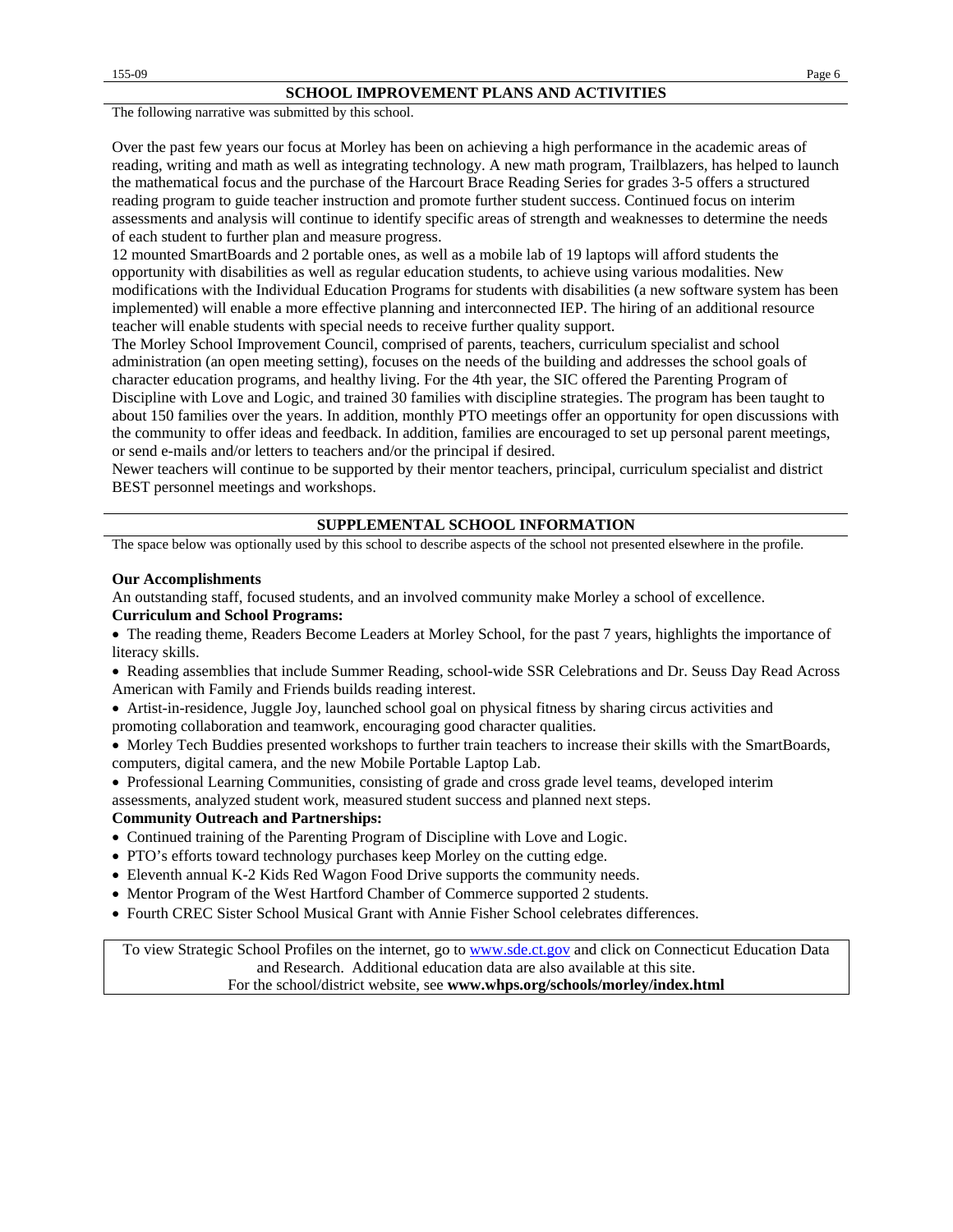## SCHOOL IMPROVEMENT PLANS AND ACTIVITIES

The following narrative was submitted by this school.

Over the past few years our focus at Morley has been on achieving a high performance in the academic areas of reading, writing and math as well as integrating technology. A new math program, Trailblazers, has helped to launch the mathematical focus and the purchase of the Harcourt Brace Reading Series for grades 3-5 offers a structured reading program to guide teacher instruction and promote further student success. Continued focus on interim assessments and analysis will continue to identify specific areas of strength and weaknesses to determine the needs of each student to further plan and measure progress.
12 mounted SmartBoards and 2 portable ones, as well as a mobile lab of 19 laptops will afford students the opportunity with disabilities as well as regular education students, to achieve using various modalities. New modifications with the Individual Education Programs for students with disabilities (a new software system has been implemented) will enable a more effective planning and interconnected IEP. The hiring of an additional resource teacher will enable students with special needs to receive further quality support.
The Morley School Improvement Council, comprised of parents, teachers, curriculum specialist and school administration (an open meeting setting), focuses on the needs of the building and addresses the school goals of character education programs, and healthy living. For the 4th year, the SIC offered the Parenting Program of Discipline with Love and Logic, and trained 30 families with discipline strategies. The program has been taught to about 150 families over the years. In addition, monthly PTO meetings offer an opportunity for open discussions with the community to offer ideas and feedback. In addition, families are encouraged to set up personal parent meetings, or send e-mails and/or letters to teachers and/or the principal if desired.
Newer teachers will continue to be supported by their mentor teachers, principal, curriculum specialist and district BEST personnel meetings and workshops.

## SUPPLEMENTAL SCHOOL INFORMATION

The space below was optionally used by this school to describe aspects of the school not presented elsewhere in the profile.

**Our Accomplishments**

An outstanding staff, focused students, and an involved community make Morley a school of excellence.

**Curriculum and School Programs:**

- The reading theme, Readers Become Leaders at Morley School, for the past 7 years, highlights the importance of literacy skills.
- Reading assemblies that include Summer Reading, school-wide SSR Celebrations and Dr. Seuss Day Read Across American with Family and Friends builds reading interest.
- Artist-in-residence, Juggle Joy, launched school goal on physical fitness by sharing circus activities and promoting collaboration and teamwork, encouraging good character qualities.
- Morley Tech Buddies presented workshops to further train teachers to increase their skills with the SmartBoards, computers, digital camera, and the new Mobile Portable Laptop Lab.
- Professional Learning Communities, consisting of grade and cross grade level teams, developed interim assessments, analyzed student work, measured student success and planned next steps.

**Community Outreach and Partnerships:**

- Continued training of the Parenting Program of Discipline with Love and Logic.
- PTO's efforts toward technology purchases keep Morley on the cutting edge.
- Eleventh annual K-2 Kids Red Wagon Food Drive supports the community needs.
- Mentor Program of the West Hartford Chamber of Commerce supported 2 students.
- Fourth CREC Sister School Musical Grant with Annie Fisher School celebrates differences.

To view Strategic School Profiles on the internet, go to www.sde.ct.gov and click on Connecticut Education Data and Research. Additional education data are also available at this site.
For the school/district website, see **www.whps.org/schools/morley/index.html**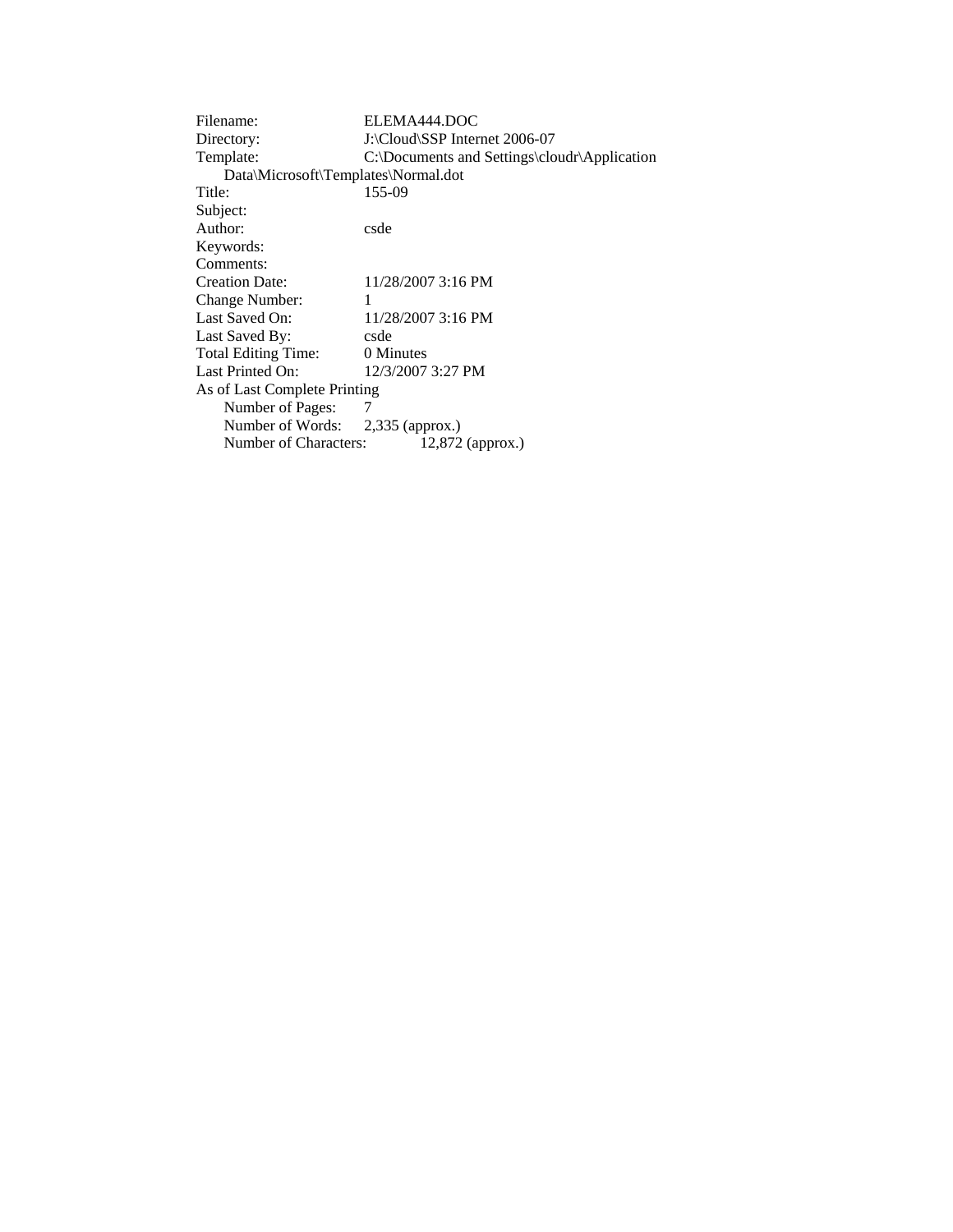Filename: ELEMA444.DOC
Directory: J:\Cloud\SSP Internet 2006-07
Template: C:\Documents and Settings\cloudr\Application Data\Microsoft\Templates\Normal.dot
Title: 155-09
Subject:
Author: csde
Keywords:
Comments:
Creation Date: 11/28/2007 3:16 PM
Change Number: 1
Last Saved On: 11/28/2007 3:16 PM
Last Saved By: csde
Total Editing Time: 0 Minutes
Last Printed On: 12/3/2007 3:27 PM
As of Last Complete Printing
Number of Pages: 7
Number of Words: 2,335 (approx.)
Number of Characters: 12,872 (approx.)